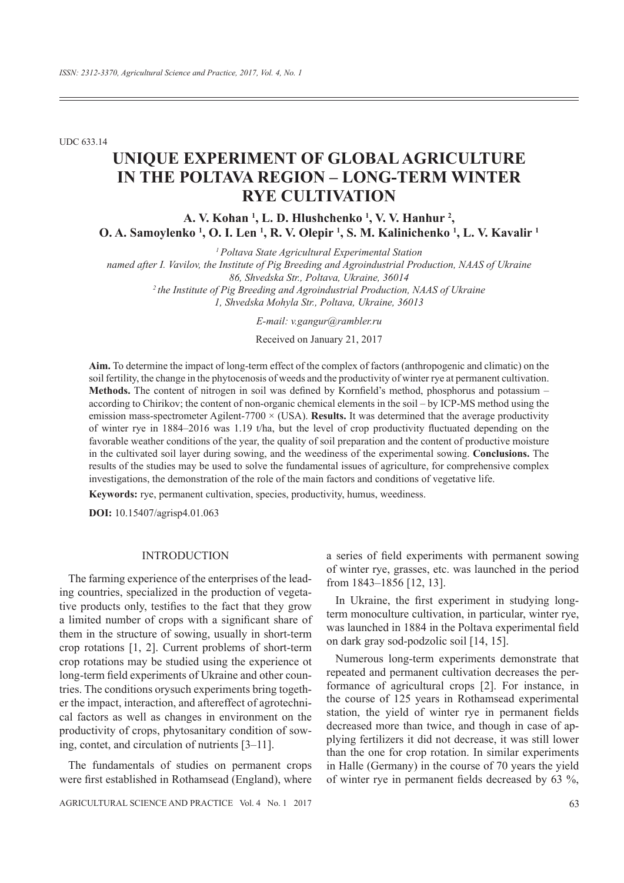UDC 633.14

# UNIQUE EXPERIMENT OF GLOBAL AGRICULTURE IN THE POLTAVA REGION – LONG-TERM WINTER RYE CULTIVATION

**A. V. Kohan [1], L. D. Hlushchenko [1], V. V. Hanhur [2], O. A. Samoylenko [1], O. I. Len [1], R. V. Olepir [1], S. M. Kalinichenko [1], L. V. Kavalir [1]**

*[1] Poltava State Agricultural Experimental Station named after I. Vavilov, the Institute of Pig Breeding and Agroindustrial Production, NAAS of Ukraine 86, Shvedska Str., Poltava, Ukraine, 36014*

*[2] the Institute of Pig Breeding and Agroindustrial Production, NAAS of Ukraine 1, Shvedska Mohyla Str., Poltava, Ukraine, 36013*

*E-mail: v.gangur@rambler.ru*

Received on January 21, 2017

**Aim.** To determine the impact of long-term effect of the complex of factors (anthropogenic and climatic) on the soil fertility, the change in the phytocenosis of weeds and the productivity of winter rye at permanent cultivation. **Methods.** The content of nitrogen in soil was defined by Kornfield's method, phosphorus and potassium – according to Chirikov; the content of non-organic chemical elements in the soil – by ICP-MS method using the emission mass-spectrometer Agilent-7700 × (USA). **Results.** It was determined that the average productivity of winter rye in 1884–2016 was 1.19 t/ha, but the level of crop productivity fluctuated depending on the favorable weather conditions of the year, the quality of soil preparation and the content of productive moisture in the cultivated soil layer during sowing, and the weediness of the experimental sowing. **Conclusions.** The results of the studies may be used to solve the fundamental issues of agriculture, for comprehensive complex investigations, the demonstration of the role of the main factors and conditions of vegetative life.

**Keywords:** rye, permanent cultivation, species, productivity, humus, weediness.

**DOI:** 10.15407/agrisp4.01.063

## INTRODUCTION

The farming experience of the enterprises of the leading countries, specialized in the production of vegetative products only, testifies to the fact that they grow a limited number of crops with a significant share of them in the structure of sowing, usually in short-term crop rotations [1, 2]. Current problems of short-term crop rotations may be studied using the experience ot long-term field experiments of Ukraine and other countries. The conditions orysuch experiments bring together the impact, interaction, and aftereffect of agrotechnical factors as well as changes in environment on the productivity of crops, phytosanitary condition of sowing, contet, and circulation of nutrients [3–11].

The fundamentals of studies on permanent crops were first established in Rothamsead (England), where a series of field experiments with permanent sowing of winter rye, grasses, etc. was launched in the period from 1843–1856 [12, 13].

In Ukraine, the first experiment in studying long-term monoculture cultivation, in particular, winter rye, was launched in 1884 in the Poltava experimental field on dark gray sod-podzolic soil [14, 15].

Numerous long-term experiments demonstrate that repeated and permanent cultivation decreases the performance of agricultural crops [2]. For instance, in the course of 125 years in Rothamsead experimental station, the yield of winter rye in permanent fields decreased more than twice, and though in case of applying fertilizers it did not decrease, it was still lower than the one for crop rotation. In similar experiments in Halle (Germany) in the course of 70 years the yield of winter rye in permanent fields decreased by 63 %,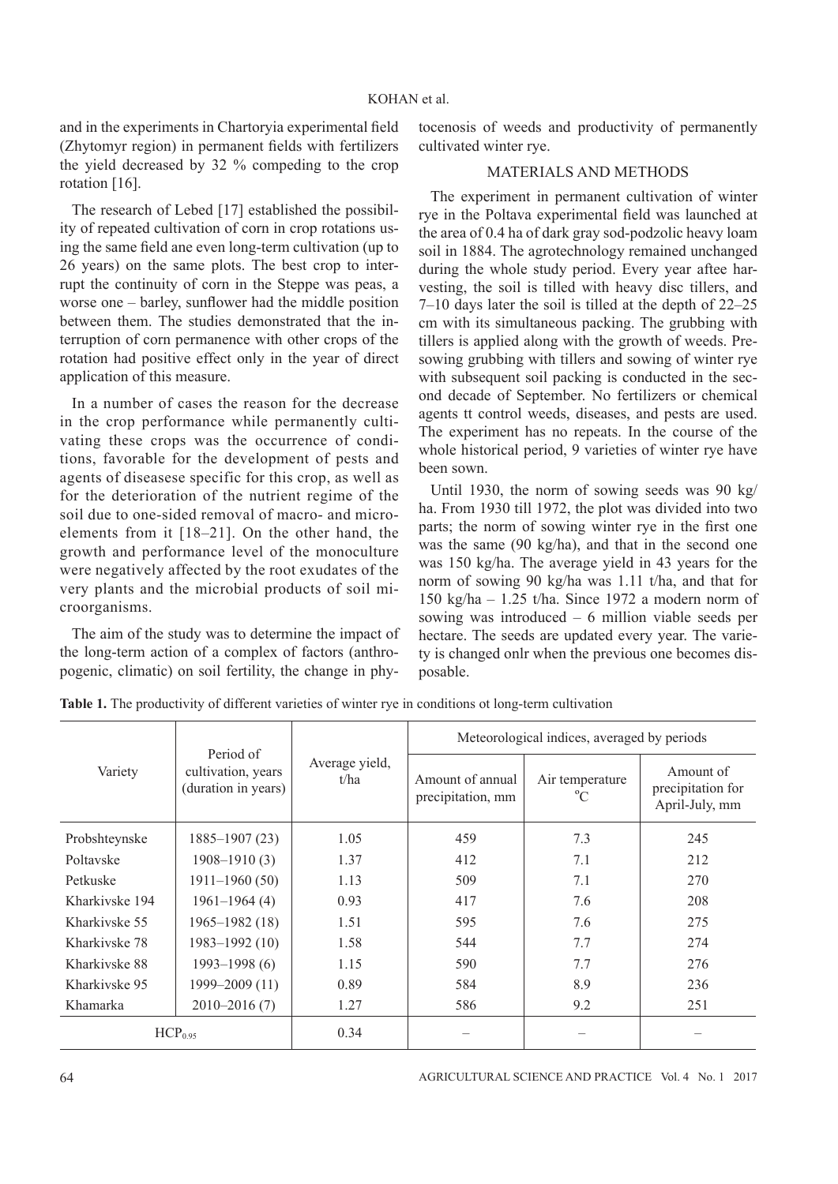and in the experiments in Chartoryia experimental field (Zhytomyr region) in permanent fields with fertilizers the yield decreased by 32 % compeding to the crop rotation [16].

The research of Lebed [17] established the possibility of repeated cultivation of corn in crop rotations using the same field ane even long-term cultivation (up to 26 years) on the same plots. The best crop to interrupt the continuity of corn in the Steppe was peas, a worse one – barley, sunflower had the middle position between them. The studies demonstrated that the interruption of corn permanence with other crops of the rotation had positive effect only in the year of direct application of this measure.

In a number of cases the reason for the decrease in the crop performance while permanently cultivating these crops was the occurrence of conditions, favorable for the development of pests and agents of diseasese specific for this crop, as well as for the deterioration of the nutrient regime of the soil due to one-sided removal of macro- and microelements from it [18–21]. On the other hand, the growth and performance level of the monoculture were negatively affected by the root exudates of the very plants and the microbial products of soil microorganisms.

The aim of the study was to determine the impact of the long-term action of a complex of factors (anthropogenic, climatic) on soil fertility, the change in phytocenosis of weeds and productivity of permanently cultivated winter rye.

## MATERIALS AND METHODS

The experiment in permanent cultivation of winter rye in the Poltava experimental field was launched at the area of 0.4 ha of dark gray sod-podzolic heavy loam soil in 1884. The agrotechnology remained unchanged during the whole study period. Every year aftee harvesting, the soil is tilled with heavy disc tillers, and 7–10 days later the soil is tilled at the depth of 22–25 cm with its simultaneous packing. The grubbing with tillers is applied along with the growth of weeds. Presowing grubbing with tillers and sowing of winter rye with subsequent soil packing is conducted in the second decade of September. No fertilizers or chemical agents tt control weeds, diseases, and pests are used. The experiment has no repeats. In the course of the whole historical period, 9 varieties of winter rye have been sown.

Until 1930, the norm of sowing seeds was 90 kg/ha. From 1930 till 1972, the plot was divided into two parts; the norm of sowing winter rye in the first one was the same (90 kg/ha), and that in the second one was 150 kg/ha. The average yield in 43 years for the norm of sowing 90 kg/ha was 1.11 t/ha, and that for 150 kg/ha – 1.25 t/ha. Since 1972 a modern norm of sowing was introduced – 6 million viable seeds per hectare. The seeds are updated every year. The variety is changed onlr when the previous one becomes disposable.

**Table 1.** The productivity of different varieties of winter rye in conditions ot long-term cultivation

| Variety | Period of cultivation, years (duration in years) | Average yield, t/ha | Meteorological indices, averaged by periods | | |
|---|---|---|---|---|---|
| | | | Amount of annual precipitation, mm | Air temperature °C | Amount of precipitation for April-July, mm |
| Probshteynske | 1885–1907 (23) | 1.05 | 459 | 7.3 | 245 |
| Poltavske | 1908–1910 (3) | 1.37 | 412 | 7.1 | 212 |
| Petkuske | 1911–1960 (50) | 1.13 | 509 | 7.1 | 270 |
| Kharkivske 194 | 1961–1964 (4) | 0.93 | 417 | 7.6 | 208 |
| Kharkivske 55 | 1965–1982 (18) | 1.51 | 595 | 7.6 | 275 |
| Kharkivske 78 | 1983–1992 (10) | 1.58 | 544 | 7.7 | 274 |
| Kharkivske 88 | 1993–1998 (6) | 1.15 | 590 | 7.7 | 276 |
| Kharkivske 95 | 1999–2009 (11) | 0.89 | 584 | 8.9 | 236 |
| Khamarka | 2010–2016 (7) | 1.27 | 586 | 9.2 | 251 |
| $HCP_{0.95}$ | | 0.34 | – | – | – |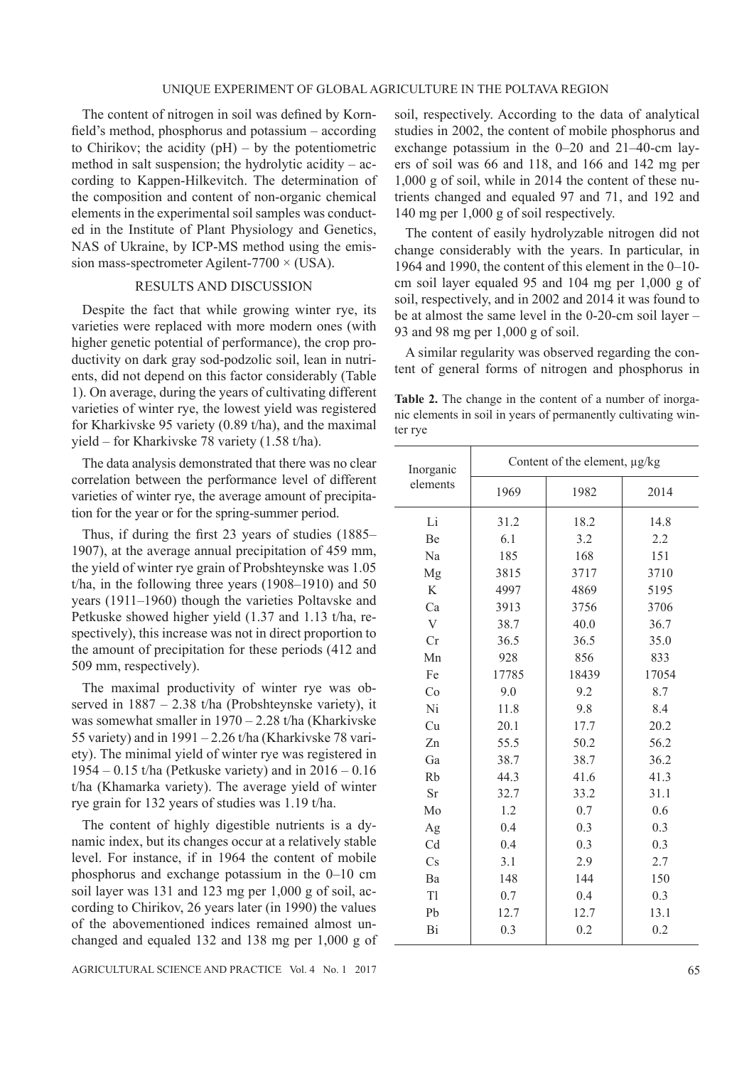The content of nitrogen in soil was defined by Kornfield's method, phosphorus and potassium – according to Chirikov; the acidity (pH) – by the potentiometric method in salt suspension; the hydrolytic acidity – according to Kappen-Hilkevitch. The determination of the composition and content of non-organic chemical elements in the experimental soil samples was conducted in the Institute of Plant Physiology and Genetics, NAS of Ukraine, by ICP-MS method using the emission mass-spectrometer Agilent-7700 × (USA).

## RESULTS AND DISCUSSION

Despite the fact that while growing winter rye, its varieties were replaced with more modern ones (with higher genetic potential of performance), the crop productivity on dark gray sod-podzolic soil, lean in nutrients, did not depend on this factor considerably (Table 1). On average, during the years of cultivating different varieties of winter rye, the lowest yield was registered for Kharkivske 95 variety (0.89 t/ha), and the maximal yield – for Kharkivske 78 variety (1.58 t/ha).

The data analysis demonstrated that there was no clear correlation between the performance level of different varieties of winter rye, the average amount of precipitation for the year or for the spring-summer period.

Thus, if during the first 23 years of studies (1885–1907), at the average annual precipitation of 459 mm, the yield of winter rye grain of Probshteynske was 1.05 t/ha, in the following three years (1908–1910) and 50 years (1911–1960) though the varieties Poltavske and Petkuske showed higher yield (1.37 and 1.13 t/ha, respectively), this increase was not in direct proportion to the amount of precipitation for these periods (412 and 509 mm, respectively).

The maximal productivity of winter rye was observed in 1887 – 2.38 t/ha (Probshteynske variety), it was somewhat smaller in 1970 – 2.28 t/ha (Kharkivske 55 variety) and in 1991 – 2.26 t/ha (Kharkivske 78 variety). The minimal yield of winter rye was registered in 1954 – 0.15 t/ha (Petkuske variety) and in 2016 – 0.16 t/ha (Khamarka variety). The average yield of winter rye grain for 132 years of studies was 1.19 t/ha.

The content of highly digestible nutrients is a dynamic index, but its changes occur at a relatively stable level. For instance, if in 1964 the content of mobile phosphorus and exchange potassium in the 0–10 cm soil layer was 131 and 123 mg per 1,000 g of soil, according to Chirikov, 26 years later (in 1990) the values of the abovementioned indices remained almost unchanged and equaled 132 and 138 mg per 1,000 g of soil, respectively. According to the data of analytical studies in 2002, the content of mobile phosphorus and exchange potassium in the 0–20 and 21–40-cm layers of soil was 66 and 118, and 166 and 142 mg per 1,000 g of soil, while in 2014 the content of these nutrients changed and equaled 97 and 71, and 192 and 140 mg per 1,000 g of soil respectively.

The content of easily hydrolyzable nitrogen did not change considerably with the years. In particular, in 1964 and 1990, the content of this element in the 0–10-cm soil layer equaled 95 and 104 mg per 1,000 g of soil, respectively, and in 2002 and 2014 it was found to be at almost the same level in the 0-20-cm soil layer – 93 and 98 mg per 1,000 g of soil.

A similar regularity was observed regarding the content of general forms of nitrogen and phosphorus in

**Table 2.** The change in the content of a number of inorganic elements in soil in years of permanently cultivating winter rye

| Inorganic elements | Content of the element, μg/kg | | |
|---|---|---|---|
| | 1969 | 1982 | 2014 |
| Li | 31.2 | 18.2 | 14.8 |
| Be | 6.1 | 3.2 | 2.2 |
| Na | 185 | 168 | 151 |
| Mg | 3815 | 3717 | 3710 |
| K | 4997 | 4869 | 5195 |
| Ca | 3913 | 3756 | 3706 |
| V | 38.7 | 40.0 | 36.7 |
| Cr | 36.5 | 36.5 | 35.0 |
| Mn | 928 | 856 | 833 |
| Fe | 17785 | 18439 | 17054 |
| Co | 9.0 | 9.2 | 8.7 |
| Ni | 11.8 | 9.8 | 8.4 |
| Cu | 20.1 | 17.7 | 20.2 |
| Zn | 55.5 | 50.2 | 56.2 |
| Ga | 38.7 | 38.7 | 36.2 |
| Rb | 44.3 | 41.6 | 41.3 |
| Sr | 32.7 | 33.2 | 31.1 |
| Mo | 1.2 | 0.7 | 0.6 |
| Ag | 0.4 | 0.3 | 0.3 |
| Cd | 0.4 | 0.3 | 0.3 |
| Cs | 3.1 | 2.9 | 2.7 |
| Ba | 148 | 144 | 150 |
| Tl | 0.7 | 0.4 | 0.3 |
| Pb | 12.7 | 12.7 | 13.1 |
| Bi | 0.3 | 0.2 | 0.2 |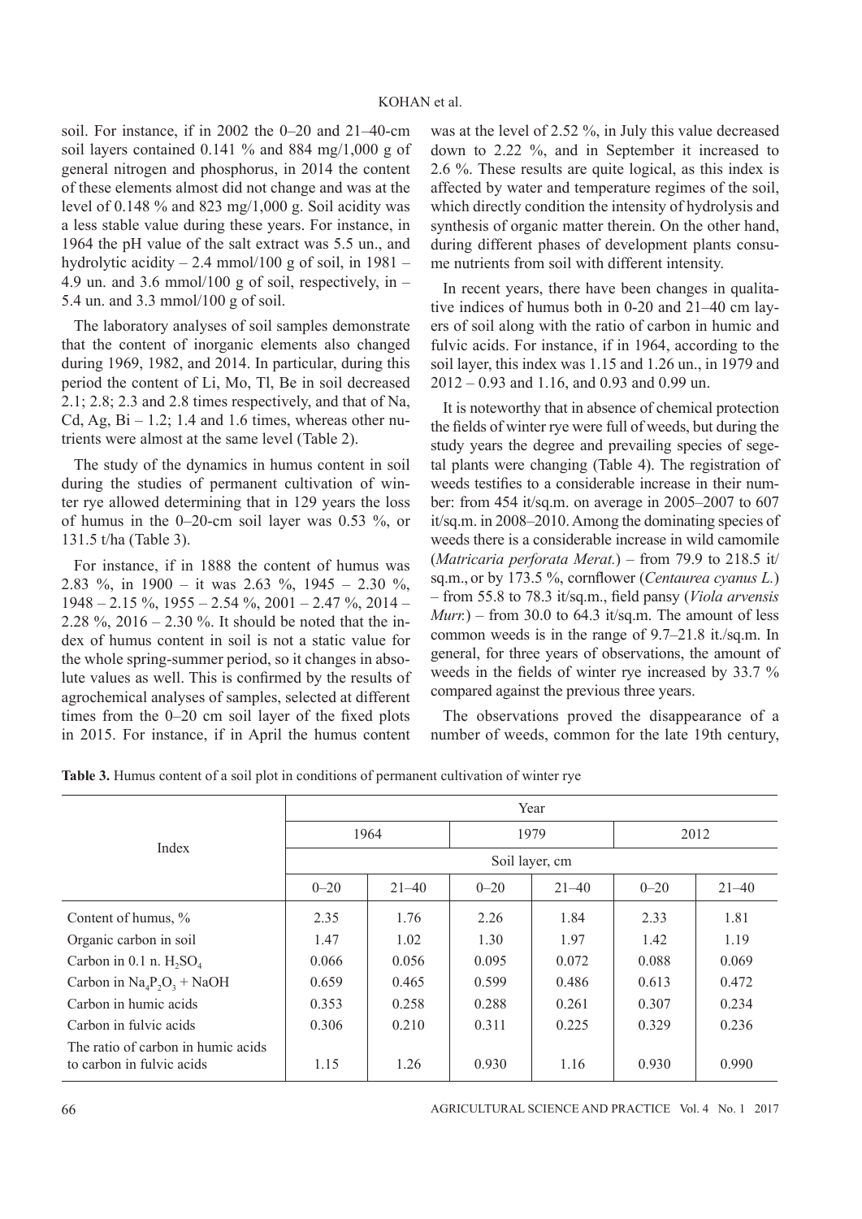soil. For instance, if in 2002 the 0–20 and 21–40-cm soil layers contained 0.141 % and 884 mg/1,000 g of general nitrogen and phosphorus, in 2014 the content of these elements almost did not change and was at the level of 0.148 % and 823 mg/1,000 g. Soil acidity was a less stable value during these years. For instance, in 1964 the pH value of the salt extract was 5.5 un., and hydrolytic acidity – 2.4 mmol/100 g of soil, in 1981 – 4.9 un. and 3.6 mmol/100 g of soil, respectively, in – 5.4 un. and 3.3 mmol/100 g of soil.

The laboratory analyses of soil samples demonstrate that the content of inorganic elements also changed during 1969, 1982, and 2014. In particular, during this period the content of Li, Mo, Tl, Be in soil decreased 2.1; 2.8; 2.3 and 2.8 times respectively, and that of Na, Cd, Ag, Bi – 1.2; 1.4 and 1.6 times, whereas other nutrients were almost at the same level (Table 2).

The study of the dynamics in humus content in soil during the studies of permanent cultivation of winter rye allowed determining that in 129 years the loss of humus in the 0–20-cm soil layer was 0.53 %, or 131.5 t/ha (Table 3).

For instance, if in 1888 the content of humus was 2.83 %, in 1900 – it was 2.63 %, 1945 – 2.30 %, 1948 – 2.15 %, 1955 – 2.54 %, 2001 – 2.47 %, 2014 – 2.28 %, 2016 – 2.30 %. It should be noted that the index of humus content in soil is not a static value for the whole spring-summer period, so it changes in absolute values as well. This is confirmed by the results of agrochemical analyses of samples, selected at different times from the 0–20 cm soil layer of the fixed plots in 2015. For instance, if in April the humus content was at the level of 2.52 %, in July this value decreased down to 2.22 %, and in September it increased to 2.6 %. These results are quite logical, as this index is affected by water and temperature regimes of the soil, which directly condition the intensity of hydrolysis and synthesis of organic matter therein. On the other hand, during different phases of development plants consume nutrients from soil with different intensity.

In recent years, there have been changes in qualitative indices of humus both in 0-20 and 21–40 cm layers of soil along with the ratio of carbon in humic and fulvic acids. For instance, if in 1964, according to the soil layer, this index was 1.15 and 1.26 un., in 1979 and 2012 – 0.93 and 1.16, and 0.93 and 0.99 un.

It is noteworthy that in absence of chemical protection the fields of winter rye were full of weeds, but during the study years the degree and prevailing species of segetal plants were changing (Table 4). The registration of weeds testifies to a considerable increase in their number: from 454 it/sq.m. on average in 2005–2007 to 607 it/sq.m. in 2008–2010. Among the dominating species of weeds there is a considerable increase in wild camomile (*Matricaria perforata Merat.*) – from 79.9 to 218.5 it/sq.m., or by 173.5 %, cornflower (*Centaurea cyanus L.*) – from 55.8 to 78.3 it/sq.m., field pansy (*Viola arvensis Murr.*) – from 30.0 to 64.3 it/sq.m. The amount of less common weeds is in the range of 9.7–21.8 it./sq.m. In general, for three years of observations, the amount of weeds in the fields of winter rye increased by 33.7 % compared against the previous three years.

The observations proved the disappearance of a number of weeds, common for the late 19th century,

**Table 3.** Humus content of a soil plot in conditions of permanent cultivation of winter rye

| Index | Year | | | | | |
|---|---|---|---|---|---|---|
| | 1964 | | 1979 | | 2012 | |
| | Soil layer, cm | | | | | |
| | 0–20 | 21–40 | 0–20 | 21–40 | 0–20 | 21–40 |
| Content of humus, % | 2.35 | 1.76 | 2.26 | 1.84 | 2.33 | 1.81 |
| Organic carbon in soil | 1.47 | 1.02 | 1.30 | 1.97 | 1.42 | 1.19 |
| Carbon in 0.1 n. $H_2SO_4$ | 0.066 | 0.056 | 0.095 | 0.072 | 0.088 | 0.069 |
| Carbon in $Na_4P_2O_3$ + NaOH | 0.659 | 0.465 | 0.599 | 0.486 | 0.613 | 0.472 |
| Carbon in humic acids | 0.353 | 0.258 | 0.288 | 0.261 | 0.307 | 0.234 |
| Carbon in fulvic acids | 0.306 | 0.210 | 0.311 | 0.225 | 0.329 | 0.236 |
| The ratio of carbon in humic acids to carbon in fulvic acids | 1.15 | 1.26 | 0.930 | 1.16 | 0.930 | 0.990 |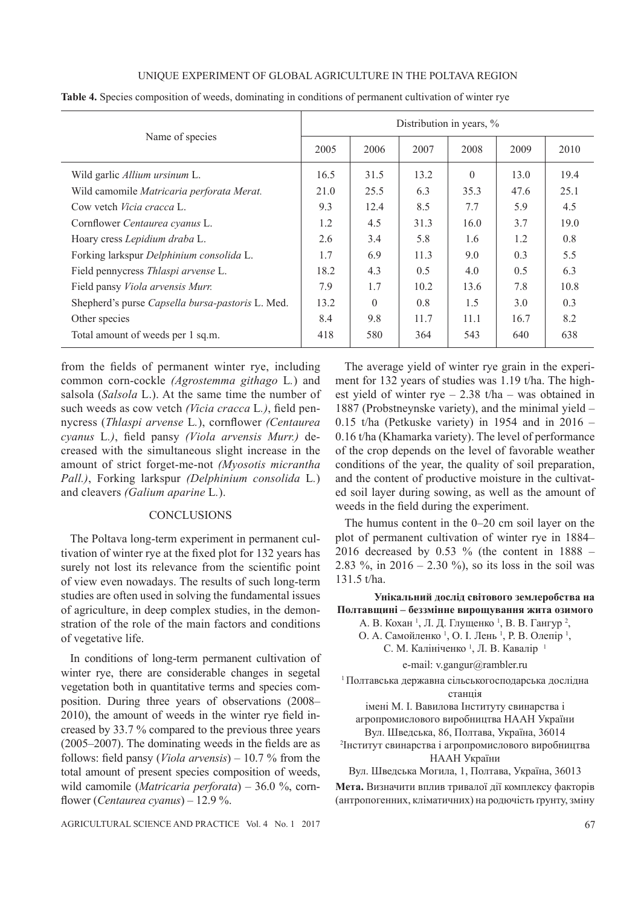**Table 4.** Species composition of weeds, dominating in conditions of permanent cultivation of winter rye

| Name of species | Distribution in years, % | | | | | |
|---|---|---|---|---|---|---|
| | 2005 | 2006 | 2007 | 2008 | 2009 | 2010 |
| Wild garlic *Allium ursinum* L. | 16.5 | 31.5 | 13.2 | 0 | 13.0 | 19.4 |
| Wild camomile *Matricaria perforata Merat.* | 21.0 | 25.5 | 6.3 | 35.3 | 47.6 | 25.1 |
| Cow vetch *Vicia cracca* L. | 9.3 | 12.4 | 8.5 | 7.7 | 5.9 | 4.5 |
| Cornflower *Centaurea cyanus* L. | 1.2 | 4.5 | 31.3 | 16.0 | 3.7 | 19.0 |
| Hoary cress *Lepidium draba* L. | 2.6 | 3.4 | 5.8 | 1.6 | 1.2 | 0.8 |
| Forking larkspur *Delphinium consolida* L. | 1.7 | 6.9 | 11.3 | 9.0 | 0.3 | 5.5 |
| Field pennycress *Thlaspi arvense* L. | 18.2 | 4.3 | 0.5 | 4.0 | 0.5 | 6.3 |
| Field pansy *Viola arvensis Murr.* | 7.9 | 1.7 | 10.2 | 13.6 | 7.8 | 10.8 |
| Shepherd's purse *Capsella bursa-pastoris* L. Med. | 13.2 | 0 | 0.8 | 1.5 | 3.0 | 0.3 |
| Other species | 8.4 | 9.8 | 11.7 | 11.1 | 16.7 | 8.2 |
| Total amount of weeds per 1 sq.m. | 418 | 580 | 364 | 543 | 640 | 638 |

from the fields of permanent winter rye, including common corn-cockle *(Agrostemma githago* L.) and salsola (*Salsola* L.). At the same time the number of such weeds as cow vetch *(Vicia cracca* L.*)*, field pennycress (*Thlaspi arvense* L.), cornflower *(Centaurea cyanus* L.*)*, field pansy *(Viola arvensis Murr.)* decreased with the simultaneous slight increase in the amount of strict forget-me-not *(Myosotis micrantha Pall.)*, Forking larkspur *(Delphinium consolida* L.) and cleavers *(Galium aparine* L.).

## CONCLUSIONS

The Poltava long-term experiment in permanent cultivation of winter rye at the fixed plot for 132 years has surely not lost its relevance from the scientific point of view even nowadays. The results of such long-term studies are often used in solving the fundamental issues of agriculture, in deep complex studies, in the demonstration of the role of the main factors and conditions of vegetative life.

In conditions of long-term permanent cultivation of winter rye, there are considerable changes in segetal vegetation both in quantitative terms and species composition. During three years of observations (2008–2010), the amount of weeds in the winter rye field increased by 33.7 % compared to the previous three years (2005–2007). The dominating weeds in the fields are as follows: field pansy (*Viola arvensis*) – 10.7 % from the total amount of present species composition of weeds, wild camomile (*Matricaria perforata*) – 36.0 %, cornflower (*Centaurea cyanus*) – 12.9 %.

The average yield of winter rye grain in the experiment for 132 years of studies was 1.19 t/ha. The highest yield of winter rye – 2.38 t/ha – was obtained in 1887 (Probstneynske variety), and the minimal yield – 0.15 t/ha (Petkuske variety) in 1954 and in 2016 – 0.16 t/ha (Khamarka variety). The level of performance of the crop depends on the level of favorable weather conditions of the year, the quality of soil preparation, and the content of productive moisture in the cultivated soil layer during sowing, as well as the amount of weeds in the field during the experiment.

The humus content in the 0–20 cm soil layer on the plot of permanent cultivation of winter rye in 1884–2016 decreased by 0.53 % (the content in 1888 – 2.83 %, in 2016 – 2.30 %), so its loss in the soil was 131.5 t/ha.

**Унікальний дослід світового землеробства на Полтавщині – беззмінне вирощування жита озимого**

А. В. Кохан [1], Л. Д. Глущенко [1], В. В. Гангур [2], О. А. Самойленко [1], О. І. Лень [1], Р. В. Олепір [1], С. М. Калініченко [1], Л. В. Кавалір [1]

e-mail: v.gangur@rambler.ru

[1] Полтавська державна сільськогосподарська дослідна станція імені М. І. Вавилова Інституту свинарства і агропромислового виробництва НААН України
Вул. Шведська, 86, Полтава, Україна, 36014

[2] Інститут свинарства і агропромислового виробництва НААН України
Вул. Шведська Могила, 1, Полтава, Україна, 36013

**Мета.** Визначити вплив тривалої дії комплексу факторів (антропогенних, кліматичних) на родючість ґрунту, зміну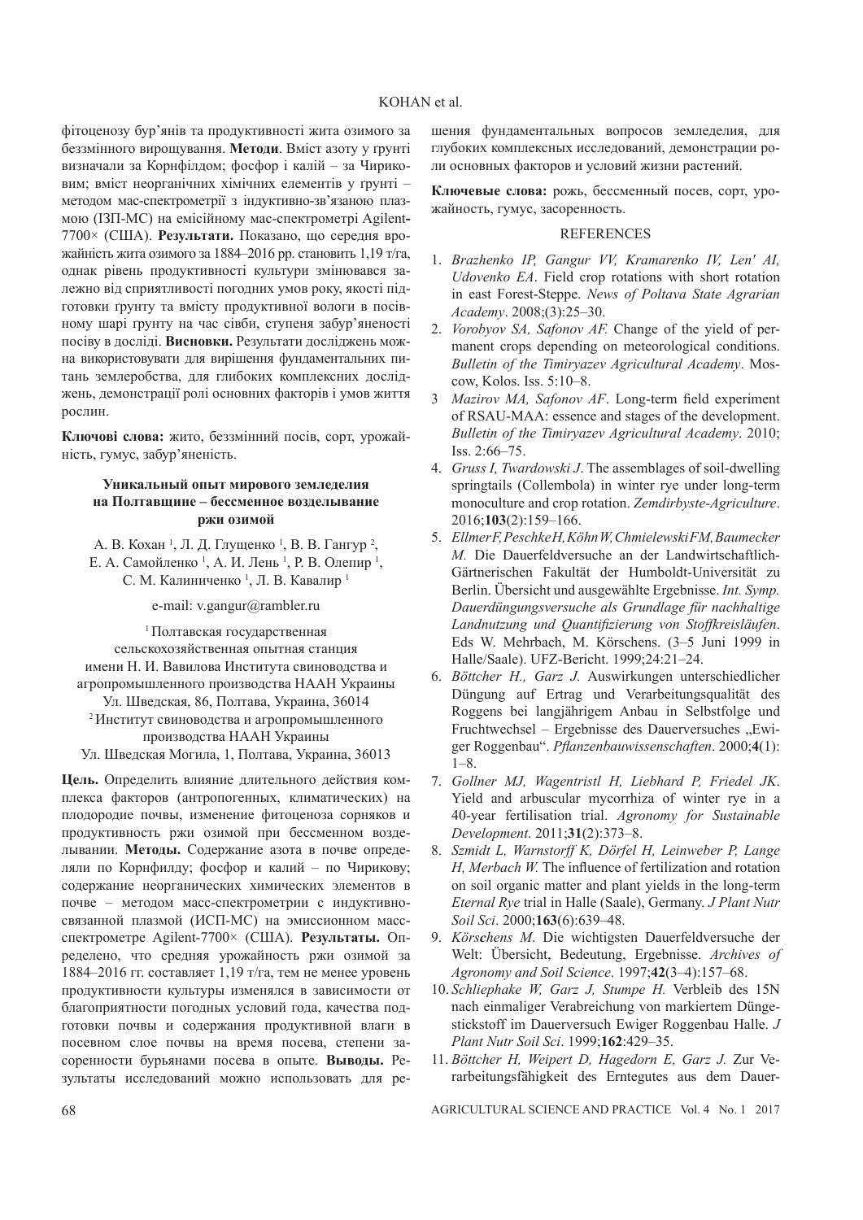фітоценозу бур'янів та продуктивності жита озимого за беззмінного вирощування. **Методи**. Вміст азоту у ґрунті визначали за Корнфілдом; фосфор і калій – за Чириковим; вміст неорганічних хімічних елементів у ґрунті – методом мас-спектрометрії з індуктивно-зв'язаною плазмою (ІЗП-МС) на емісійному мас-спектрометрі Agilent-7700× (США). **Результати.** Показано, що середня врожайність жита озимого за 1884–2016 рр. становить 1,19 т/га, однак рівень продуктивності культури змінювався залежно від сприятливості погодних умов року, якості підготовки ґрунту та вмісту продуктивної вологи в посівному шарі ґрунту на час сівби, ступеня забур'яненості посіву в досліді. **Висновки.** Результати досліджень можна використовувати для вирішення фундаментальних питань землеробства, для глибоких комплексних досліджень, демонстрації ролі основних факторів і умов життя рослин.

**Ключові слова:** жито, беззмінний посів, сорт, урожайність, гумус, забур'яненість.

### Уникальный опыт мирового земледелия на Полтавщине – бессменное возделывание ржи озимой

А. В. Кохан [1], Л. Д. Глущенко [1], В. В. Гангур [2], Е. А. Самойленко [1], А. И. Лень [1], Р. В. Олепир [1], С. М. Калиниченко [1], Л. В. Кавалир [1]

e-mail: v.gangur@rambler.ru

[1] Полтавская государственная сельскохозяйственная опытная станция имени Н. И. Вавилова Института свиноводства и агропромышленного производства НААН Украины
Ул. Шведская, 86, Полтава, Украина, 36014

[2] Институт свиноводства и агропромышленного производства НААН Украины
Ул. Шведская Могила, 1, Полтава, Украина, 36013

**Цель.** Определить влияние длительного действия комплекса факторов (антропогенных, климатических) на плодородие почвы, изменение фитоценоза сорняков и продуктивность ржи озимой при бессменном возделывании. **Методы.** Содержание азота в почве определяли по Корнфилду; фосфор и калий – по Чирикову; содержание неорганических химических элементов в почве – методом масс-спектрометрии с индуктивно-связанной плазмой (ИСП-МС) на эмиссионном масс-спектрометре Agilent-7700× (США). **Результаты.** Определено, что средняя урожайность ржи озимой за 1884–2016 гг. составляет 1,19 т/га, тем не менее уровень продуктивности культуры изменялся в зависимости от благоприятности погодных условий года, качества подготовки почвы и содержания продуктивной влаги в посевном слое почвы на время посева, степени засоренности бурьянами посева в опыте. **Выводы.** Результаты исследований можно использовать для решения фундаментальных вопросов земледелия, для глубоких комплексных исследований, демонстрации роли основных факторов и условий жизни растений.

**Ключевые слова:** рожь, бессменный посев, сорт, урожайность, гумус, засоренность.

## REFERENCES

1. *Brazhenko IP, Gangur VV, Kramarenko IV, Len' AI, Udovenko EA*. Field crop rotations with short rotation in east Forest-Steppe. *News of Poltava State Agrarian Academy*. 2008;(3):25–30.
2. *Vorobyov SA, Safonov AF.* Change of the yield of permanent crops depending on meteorological conditions. *Bulletin of the Timiryazev Agricultural Academy*. Moscow, Kolos. Iss. 5:10–8.
3. *Mazirov MA, Safonov AF*. Long-term field experiment of RSAU-MAA: essence and stages of the development. *Bulletin of the Timiryazev Agricultural Academy*. 2010; Iss. 2:66–75.
4. *Gruss I, Twardowski J*. The assemblages of soil-dwelling springtails (Collembola) in winter rye under long-term monoculture and crop rotation. *Zemdirbyste-Agriculture*. 2016;**103**(2):159–166.
5. *Ellmer F, Peschke H, Köhn W, Chmielewski FM, Baumecker M.* Die Dauerfeldversuche an der Landwirtschaftlich-Gärtnerischen Fakultät der Humboldt-Universität zu Berlin. Übersicht und ausgewählte Ergebnisse. *Int. Symp. Dauerdüngungsversuche als Grundlage für nachhaltige Landnutzung und Quantifizierung von Stoffkreisläufen*. Eds W. Mehrbach, M. Körschens. (3–5 Juni 1999 in Halle/Saale). UFZ-Bericht. 1999;24:21–24.
6. *Böttcher H., Garz J.* Auswirkungen unterschiedlicher Düngung auf Ertrag und Verarbeitungsqualität des Roggens bei langjährigem Anbau in Selbstfolge und Fruchtwechsel – Ergebnisse des Dauerversuches „Ewiger Roggenbau". *Pflanzenbauwissenschaften*. 2000;**4**(1): 1–8.
7. *Gollner MJ, Wagentristl H, Liebhard P, Friedel JK*. Yield and arbuscular mycorrhiza of winter rye in a 40-year fertilisation trial. *Agronomy for Sustainable Development*. 2011;**31**(2):373–8.
8. *Szmidt L, Warnstorff K, Dörfel H, Leinweber P, Lange H, Merbach W.* The influence of fertilization and rotation on soil organic matter and plant yields in the long-term *Eternal Rye* trial in Halle (Saale), Germany. *J Plant Nutr Soil Sci*. 2000;**163**(6):639–48.
9. *Körschens M*. Die wichtigsten Dauerfeldversuche der Welt: Übersicht, Bedeutung, Ergebnisse. *Archives of Agronomy and Soil Science*. 1997;**42**(3–4):157–68.
10. *Schliephake W, Garz J, Stumpe H.* Verbleib des 15N nach einmaliger Verabreichung von markiertem Düngestickstoff im Dauerversuch Ewiger Roggenbau Halle. *J Plant Nutr Soil Sci*. 1999;**162**:429–35.
11. *Böttcher H, Weipert D, Hagedorn E, Garz J.* Zur Verarbeitungsfähigkeit des Erntegutes aus dem Dauer-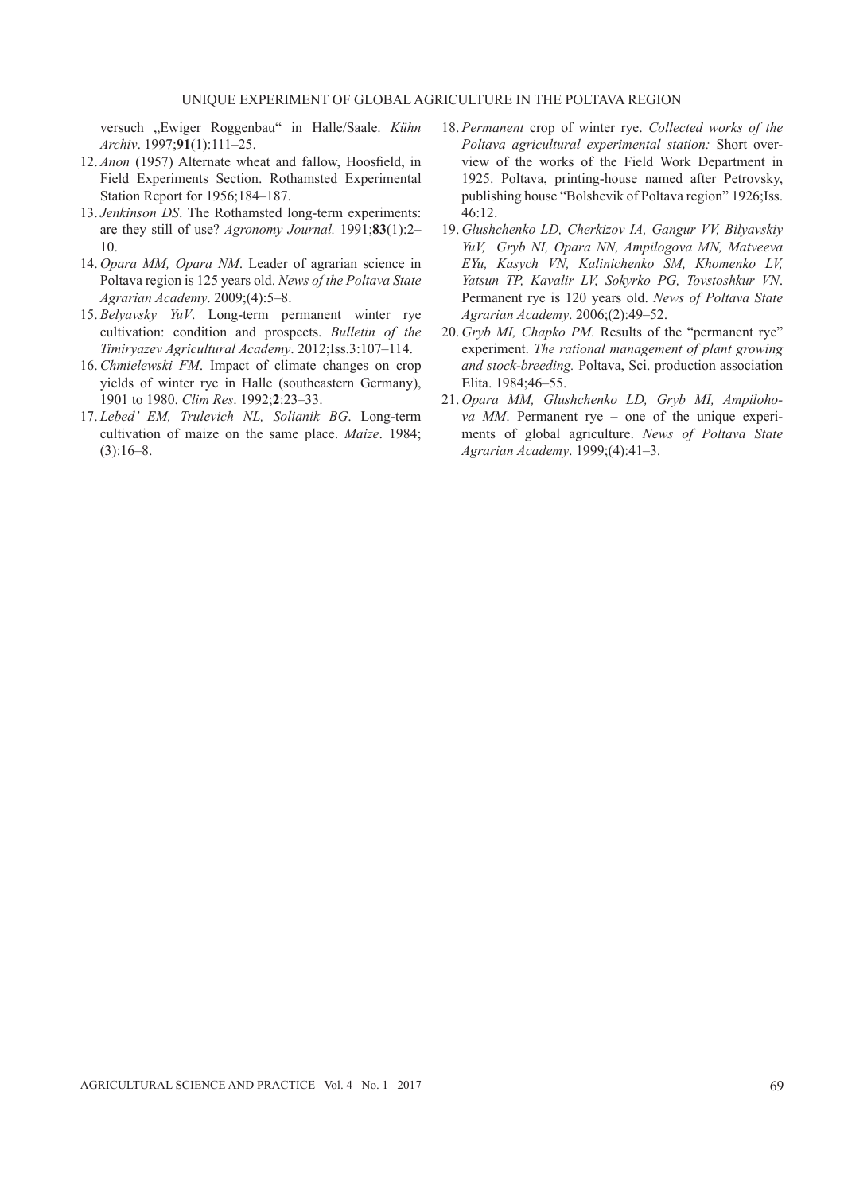versuch „Ewiger Roggenbau" in Halle/Saale. *Kühn Archiv*. 1997;**91**(1):111–25.

12. *Anon* (1957) Alternate wheat and fallow, Hoosfield, in Field Experiments Section. Rothamsted Experimental Station Report for 1956;184–187.
13. *Jenkinson DS*. The Rothamsted long-term experiments: are they still of use? *Agronomy Journal.* 1991;**83**(1):2–10.
14. *Opara MM, Opara NM*. Leader of agrarian science in Poltava region is 125 years old. *News of the Poltava State Agrarian Academy*. 2009;(4):5–8.
15. *Belyavsky YuV*. Long-term permanent winter rye cultivation: condition and prospects. *Bulletin of the Timiryazev Agricultural Academy*. 2012;Iss.3:107–114.
16. *Chmielewski FM*. Impact of climate changes on crop yields of winter rye in Halle (southeastern Germany), 1901 to 1980. *Clim Res*. 1992;**2**:23–33.
17. *Lebed' EM, Trulevich NL, Solianik BG*. Long-term cultivation of maize on the same place. *Maize*. 1984;(3):16–8.
18. *Permanent* crop of winter rye. *Collected works of the Poltava agricultural experimental station:* Short overview of the works of the Field Work Department in 1925. Poltava, printing-house named after Petrovsky, publishing house "Bolshevik of Poltava region" 1926;Iss. 46:12.
19. *Glushchenko LD, Cherkizov IA, Gangur VV, Bilyavskiy YuV, Gryb NI, Opara NN, Ampilogova MN, Matveeva EYu, Kasych VN, Kalinichenko SM, Khomenko LV, Yatsun TP, Kavalir LV, Sokyrko PG, Tovstoshkur VN*. Permanent rye is 120 years old. *News of Poltava State Agrarian Academy*. 2006;(2):49–52.
20. *Gryb MI, Chapko PM.* Results of the "permanent rye" experiment. *The rational management of plant growing and stock-breeding.* Poltava, Sci. production association Elita. 1984;46–55.
21. *Opara MM, Glushchenko LD, Gryb MI, Ampilohova MM*. Permanent rye – one of the unique experiments of global agriculture. *News of Poltava State Agrarian Academy*. 1999;(4):41–3.